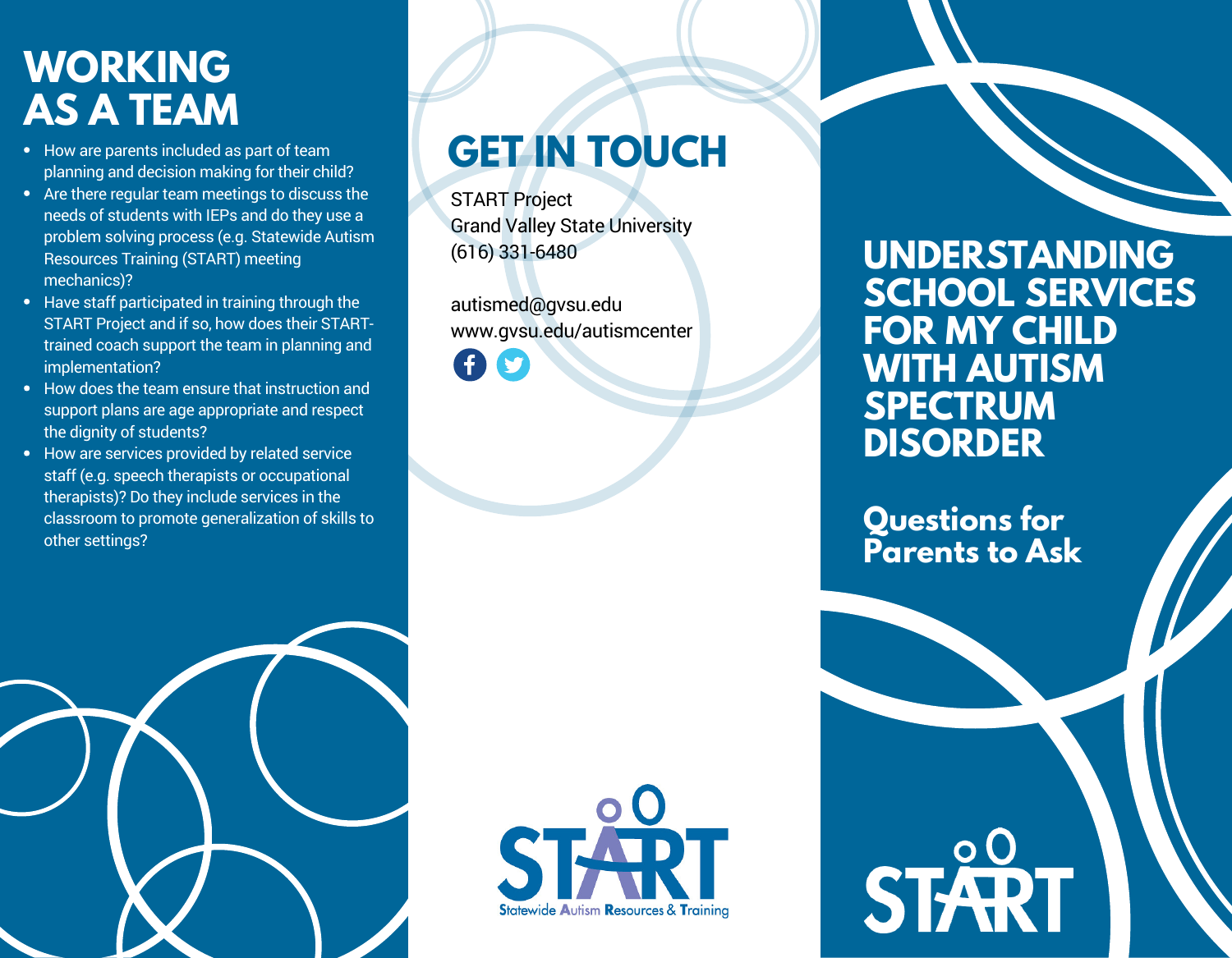# WORKING AS A TEAM

- How are parents included as part of team planning and decision making for their child?
- Are there regular team meetings to discuss the needs of students with IEPs and do they use a problem solving process (e.g. Statewide Autism Resources Training (START) meeting mechanics)?
- Have staff participated in training through the START Project and if so, how does their START-trained coach support the team in planning and implementation?
- How does the team ensure that instruction and support plans are age appropriate and respect the dignity of students?
- How are services provided by related service staff (e.g. speech therapists or occupational therapists)? Do they include services in the classroom to promote generalization of skills to other settings?

# GET IN TOUCH

START Project
Grand Valley State University
(616) 331-6480

autismed@gvsu.edu
www.gvsu.edu/autismcenter

START
Statewide Autism Resources & Training

# UNDERSTANDING SCHOOL SERVICES FOR MY CHILD WITH AUTISM SPECTRUM DISORDER

## Questions for Parents to Ask

START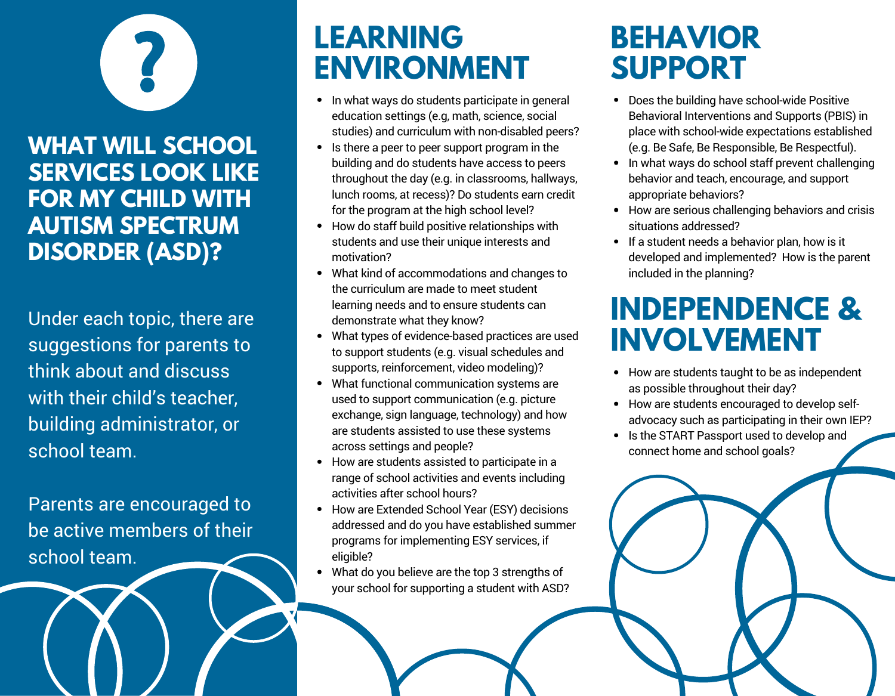# WHAT WILL SCHOOL SERVICES LOOK LIKE FOR MY CHILD WITH AUTISM SPECTRUM DISORDER (ASD)?

Under each topic, there are suggestions for parents to think about and discuss with their child's teacher, building administrator, or school team.

Parents are encouraged to be active members of their school team.

# LEARNING ENVIRONMENT

- In what ways do students participate in general education settings (e.g, math, science, social studies) and curriculum with non-disabled peers?
- Is there a peer to peer support program in the building and do students have access to peers throughout the day (e.g. in classrooms, hallways, lunch rooms, at recess)? Do students earn credit for the program at the high school level?
- How do staff build positive relationships with students and use their unique interests and motivation?
- What kind of accommodations and changes to the curriculum are made to meet student learning needs and to ensure students can demonstrate what they know?
- What types of evidence-based practices are used to support students (e.g. visual schedules and supports, reinforcement, video modeling)?
- What functional communication systems are used to support communication (e.g. picture exchange, sign language, technology) and how are students assisted to use these systems across settings and people?
- How are students assisted to participate in a range of school activities and events including activities after school hours?
- How are Extended School Year (ESY) decisions addressed and do you have established summer programs for implementing ESY services, if eligible?
- What do you believe are the top 3 strengths of your school for supporting a student with ASD?

# BEHAVIOR SUPPORT

- Does the building have school-wide Positive Behavioral Interventions and Supports (PBIS) in place with school-wide expectations established (e.g. Be Safe, Be Responsible, Be Respectful).
- In what ways do school staff prevent challenging behavior and teach, encourage, and support appropriate behaviors?
- How are serious challenging behaviors and crisis situations addressed?
- If a student needs a behavior plan, how is it developed and implemented? How is the parent included in the planning?

# INDEPENDENCE & INVOLVEMENT

- How are students taught to be as independent as possible throughout their day?
- How are students encouraged to develop self-advocacy such as participating in their own IEP?
- Is the START Passport used to develop and connect home and school goals?